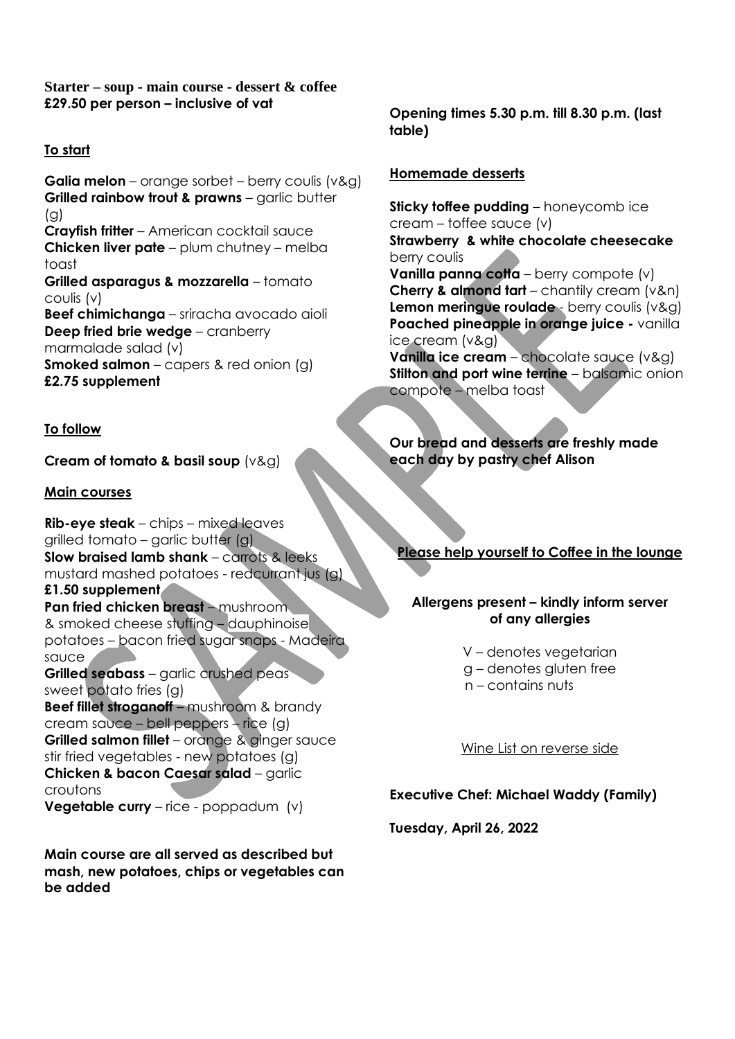**Starter – soup - main course - dessert & coffee**
**£29.50 per person – inclusive of vat**

## To start

**Galia melon** – orange sorbet – berry coulis (v&g)
**Grilled rainbow trout & prawns** – garlic butter (g)
**Crayfish fritter** – American cocktail sauce
**Chicken liver pate** – plum chutney – melba toast
**Grilled asparagus & mozzarella** – tomato coulis (v)
**Beef chimichanga** – sriracha avocado aioli
**Deep fried brie wedge** – cranberry marmalade salad (v)
**Smoked salmon** – capers & red onion (g)
**£2.75 supplement**

## To follow

**Cream of tomato & basil soup** (v&g)

## Main courses

**Rib-eye steak** – chips – mixed leaves grilled tomato – garlic butter (g)
**Slow braised lamb shank** – carrots & leeks mustard mashed potatoes - redcurrant jus (g)
**£1.50 supplement**
**Pan fried chicken breast** – mushroom & smoked cheese stuffing – dauphinoise potatoes – bacon fried sugar snaps - Madeira sauce
**Grilled seabass** – garlic crushed peas sweet potato fries (g)
**Beef fillet stroganoff** – mushroom & brandy cream sauce – bell peppers – rice (g)
**Grilled salmon fillet** – orange & ginger sauce stir fried vegetables - new potatoes (g)
**Chicken & bacon Caesar salad** – garlic croutons
**Vegetable curry** – rice - poppadum (v)

**Main course are all served as described but mash, new potatoes, chips or vegetables can be added**

**Opening times 5.30 p.m. till 8.30 p.m. (last table)**

## Homemade desserts

**Sticky toffee pudding** – honeycomb ice cream – toffee sauce (v)
**Strawberry & white chocolate cheesecake** berry coulis
**Vanilla panna cotta** – berry compote (v)
**Cherry & almond tart** – chantily cream (v&n)
**Lemon meringue roulade** - berry coulis (v&g)
**Poached pineapple in orange juice -** vanilla ice cream (v&g)
**Vanilla ice cream** – chocolate sauce (v&g)
**Stilton and port wine terrine** – balsamic onion compote – melba toast

**Our bread and desserts are freshly made each day by pastry chef Alison**

**Please help yourself to Coffee in the lounge**

**Allergens present – kindly inform server of any allergies**

V – denotes vegetarian
g – denotes gluten free
n – contains nuts

Wine List on reverse side

**Executive Chef: Michael Waddy (Family)**

**Tuesday, April 26, 2022**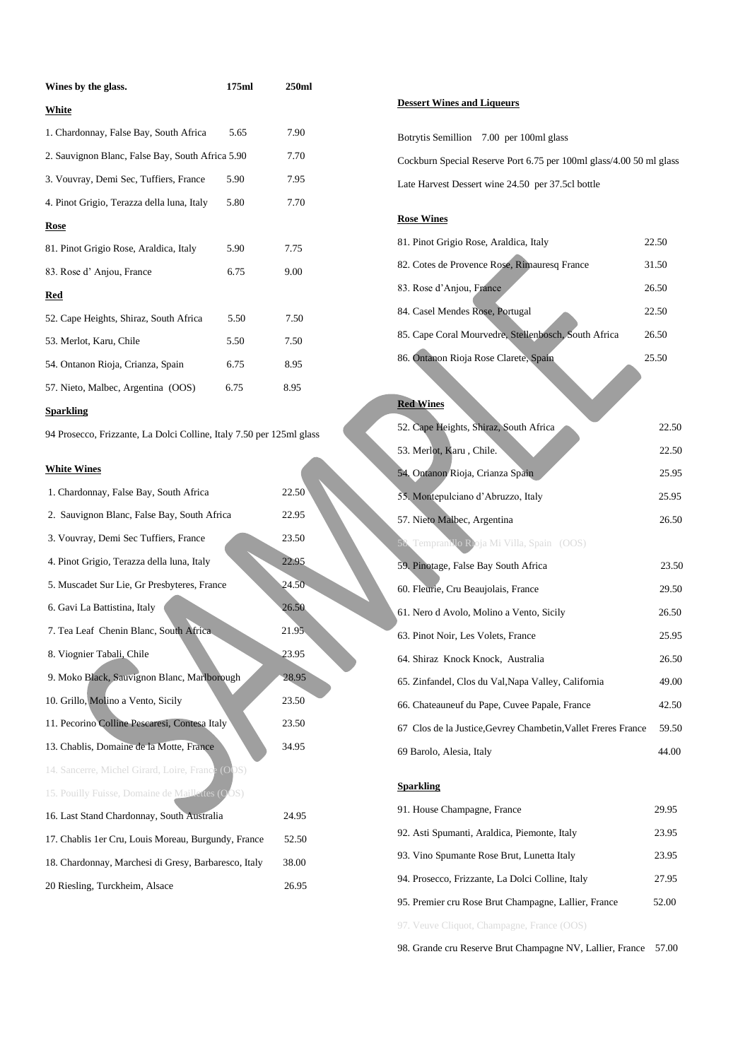| Wines by the glass. | 175ml | 250ml |
|---|---|---|
| **White** | | |
| 1. Chardonnay, False Bay, South Africa | 5.65 | 7.90 |
| 2. Sauvignon Blanc, False Bay, South Africa | 5.90 | 7.70 |
| 3. Vouvray, Demi Sec, Tuffiers, France | 5.90 | 7.95 |
| 4. Pinot Grigio, Terazza della luna, Italy | 5.80 | 7.70 |
| **Rose** | | |
| 81. Pinot Grigio Rose, Araldica, Italy | 5.90 | 7.75 |
| 83. Rose d' Anjou, France | 6.75 | 9.00 |
| **Red** | | |
| 52. Cape Heights, Shiraz, South Africa | 5.50 | 7.50 |
| 53. Merlot, Karu, Chile | 5.50 | 7.50 |
| 54. Ontanon Rioja, Crianza, Spain | 6.75 | 8.95 |
| 57. Nieto, Malbec, Argentina (OOS) | 6.75 | 8.95 |

**Sparkling**

94 Prosecco, Frizzante, La Dolci Colline, Italy 7.50 per 125ml glass

**White Wines**

| | |
|---|---|
| 1. Chardonnay, False Bay, South Africa | 22.50 |
| 2. Sauvignon Blanc, False Bay, South Africa | 22.95 |
| 3. Vouvray, Demi Sec Tuffiers, France | 23.50 |
| 4. Pinot Grigio, Terazza della luna, Italy | 22.95 |
| 5. Muscadet Sur Lie, Gr Presbyteres, France | 24.50 |
| 6. Gavi La Battistina, Italy | 26.50 |
| 7. Tea Leaf Chenin Blanc, South Africa | 21.95 |
| 8. Viognier Tabali, Chile | 23.95 |
| 9. Moko Black, Sauvignon Blanc, Marlborough | 28.95 |
| 10. Grillo, Molino a Vento, Sicily | 23.50 |
| 11. Pecorino Colline Pescaresi, Contesa Italy | 23.50 |
| 13. Chablis, Domaine de la Motte, France | 34.95 |
| 14. Sancerre, Michel Girard, Loire, France (OOS) | |
| 15. Pouilly Fuisse, Domaine de Maillettes (OOS) | |
| 16. Last Stand Chardonnay, South Australia | 24.95 |
| 17. Chablis 1er Cru, Louis Moreau, Burgundy, France | 52.50 |
| 18. Chardonnay, Marchesi di Gresy, Barbaresco, Italy | 38.00 |
| 20 Riesling, Turckheim, Alsace | 26.95 |

**Dessert Wines and Liqueurs**

Botrytis Semillion 7.00 per 100ml glass

Cockburn Special Reserve Port 6.75 per 100ml glass/4.00 50 ml glass

Late Harvest Dessert wine 24.50 per 37.5cl bottle

**Rose Wines**

| | |
|---|---|
| 81. Pinot Grigio Rose, Araldica, Italy | 22.50 |
| 82. Cotes de Provence Rose, Rimauresq France | 31.50 |
| 83. Rose d'Anjou, France | 26.50 |
| 84. Casel Mendes Rose, Portugal | 22.50 |
| 85. Cape Coral Mourvedre, Stellenbosch, South Africa | 26.50 |
| 86. Ontanon Rioja Rose Clarete, Spain | 25.50 |

**Red Wines**

| | |
|---|---|
| 52. Cape Heights, Shiraz, South Africa | 22.50 |
| 53. Merlot, Karu , Chile. | 22.50 |
| 54. Ontanon Rioja, Crianza Spain | 25.95 |
| 55. Montepulciano d'Abruzzo, Italy | 25.95 |
| 57. Nieto Malbec, Argentina | 26.50 |
| 58. Tempranillo Rioja Mi Villa, Spain (OOS) | |
| 59. Pinotage, False Bay South Africa | 23.50 |
| 60. Fleurie, Cru Beaujolais, France | 29.50 |
| 61. Nero d Avolo, Molino a Vento, Sicily | 26.50 |
| 63. Pinot Noir, Les Volets, France | 25.95 |
| 64. Shiraz Knock Knock, Australia | 26.50 |
| 65. Zinfandel, Clos du Val,Napa Valley, California | 49.00 |
| 66. Chateauneuf du Pape, Cuvee Papale, France | 42.50 |
| 67 Clos de la Justice,Gevrey Chambetin,Vallet Freres France | 59.50 |
| 69 Barolo, Alesia, Italy | 44.00 |

**Sparkling**

| | |
|---|---|
| 91. House Champagne, France | 29.95 |
| 92. Asti Spumanti, Araldica, Piemonte, Italy | 23.95 |
| 93. Vino Spumante Rose Brut, Lunetta Italy | 23.95 |
| 94. Prosecco, Frizzante, La Dolci Colline, Italy | 27.95 |
| 95. Premier cru Rose Brut Champagne, Lallier, France | 52.00 |
| 97. Veuve Cliquot, Champagne, France (OOS) | |
| 98. Grande cru Reserve Brut Champagne NV, Lallier, France | 57.00 |